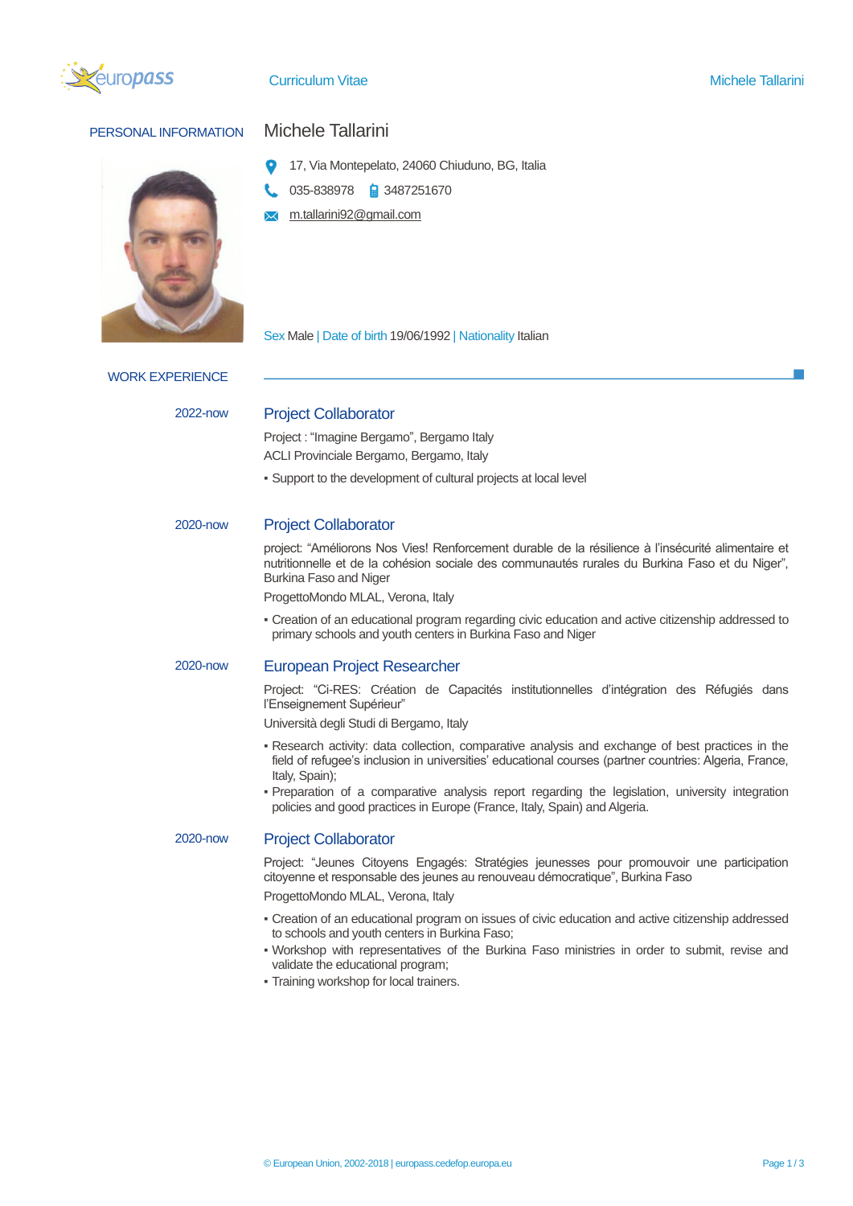# Curriculum Vitae

## PERSONAL INFORMATION

### Michele Tallarini

17, Via Montepelato, 24060 Chiuduno, BG, Italia

035-838978 3487251670

m.tallarini92@gmail.com

Sex Male | Date of birth 19/06/1992 | Nationality Italian

## WORK EXPERIENCE

**2022-now**

### Project Collaborator

Project : "Imagine Bergamo", Bergamo Italy

ACLI Provinciale Bergamo, Bergamo, Italy

- Support to the development of cultural projects at local level

**2020-now**

### Project Collaborator

project: "Améliorons Nos Vies! Renforcement durable de la résilience à l'insécurité alimentaire et nutritionnelle et de la cohésion sociale des communautés rurales du Burkina Faso et du Niger", Burkina Faso and Niger

ProgettoMondo MLAL, Verona, Italy

- Creation of an educational program regarding civic education and active citizenship addressed to primary schools and youth centers in Burkina Faso and Niger

**2020-now**

### European Project Researcher

Project: "Ci-RES: Création de Capacités institutionnelles d'intégration des Réfugiés dans l'Enseignement Supérieur"

Università degli Studi di Bergamo, Italy

- Research activity: data collection, comparative analysis and exchange of best practices in the field of refugee's inclusion in universities' educational courses (partner countries: Algeria, France, Italy, Spain);
- Preparation of a comparative analysis report regarding the legislation, university integration policies and good practices in Europe (France, Italy, Spain) and Algeria.

**2020-now**

### Project Collaborator

Project: "Jeunes Citoyens Engagés: Stratégies jeunesses pour promouvoir une participation citoyenne et responsable des jeunes au renouveau démocratique", Burkina Faso

ProgettoMondo MLAL, Verona, Italy

- Creation of an educational program on issues of civic education and active citizenship addressed to schools and youth centers in Burkina Faso;
- Workshop with representatives of the Burkina Faso ministries in order to submit, revise and validate the educational program;
- Training workshop for local trainers.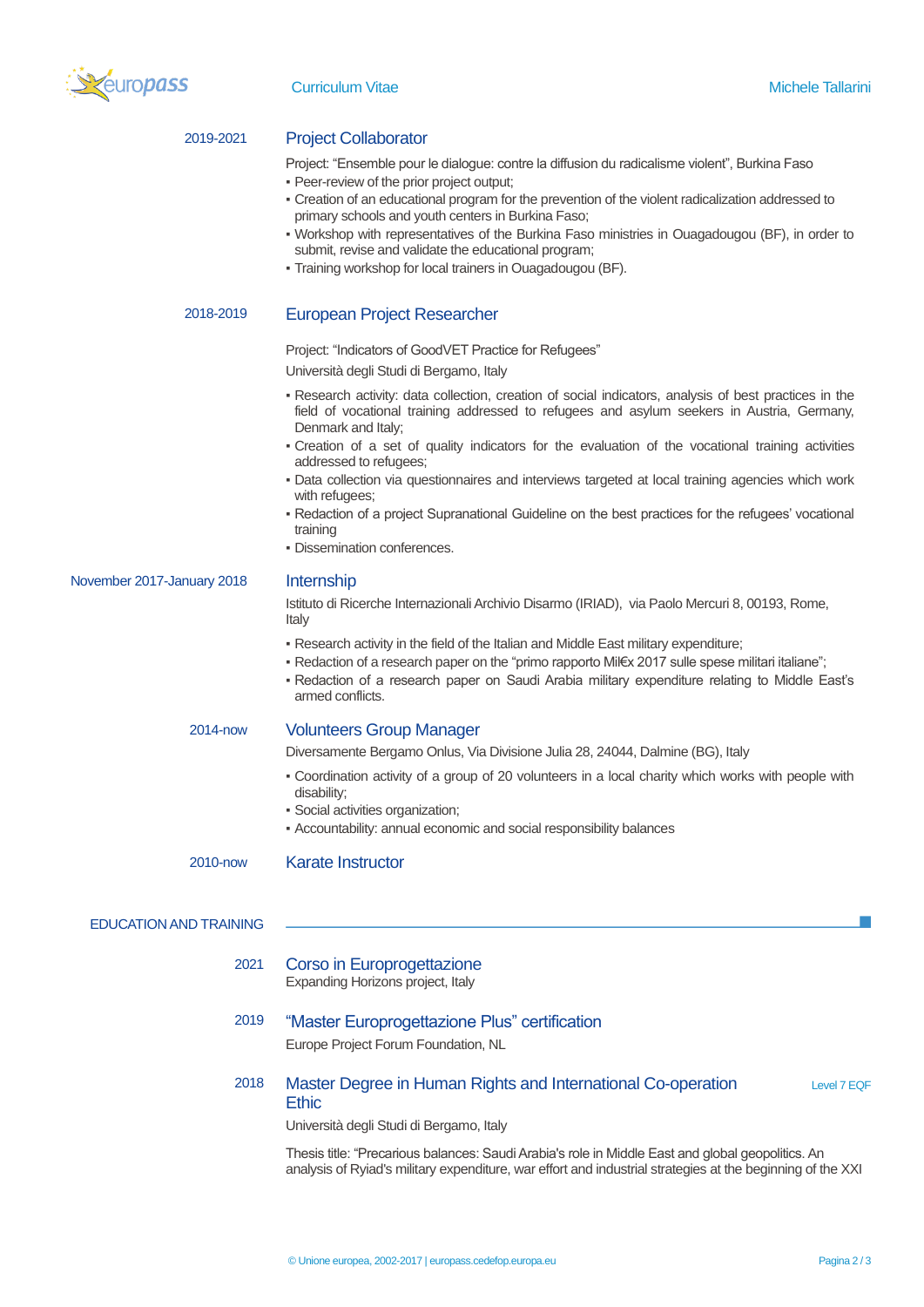2019-2021

### Project Collaborator

Project: “Ensemble pour le dialogue: contre la diffusion du radicalisme violent”, Burkina Faso

- Peer-review of the prior project output;
- Creation of an educational program for the prevention of the violent radicalization addressed to primary schools and youth centers in Burkina Faso;
- Workshop with representatives of the Burkina Faso ministries in Ouagadougou (BF), in order to submit, revise and validate the educational program;
- Training workshop for local trainers in Ouagadougou (BF).

2018-2019

### European Project Researcher

Project: “Indicators of GoodVET Practice for Refugees”

Università degli Studi di Bergamo, Italy

- Research activity: data collection, creation of social indicators, analysis of best practices in the field of vocational training addressed to refugees and asylum seekers in Austria, Germany, Denmark and Italy;
- Creation of a set of quality indicators for the evaluation of the vocational training activities addressed to refugees;
- Data collection via questionnaires and interviews targeted at local training agencies which work with refugees;
- Redaction of a project Supranational Guideline on the best practices for the refugees' vocational training
- Dissemination conferences.

November 2017-January 2018

### Internship

Istituto di Ricerche Internazionali Archivio Disarmo (IRIAD), via Paolo Mercuri 8, 00193, Rome, Italy

- Research activity in the field of the Italian and Middle East military expenditure;
- Redaction of a research paper on the “primo rapporto Mil€x 2017 sulle spese militari italiane”;
- Redaction of a research paper on Saudi Arabia military expenditure relating to Middle East's armed conflicts.

2014-now

### Volunteers Group Manager

Diversamente Bergamo Onlus, Via Divisione Julia 28, 24044, Dalmine (BG), Italy

- Coordination activity of a group of 20 volunteers in a local charity which works with people with disability;
- Social activities organization;
- Accountability: annual economic and social responsibility balances

2010-now

### Karate Instructor

## EDUCATION AND TRAINING

2021

### Corso in Europrogettazione

Expanding Horizons project, Italy

2019

### “Master Europrogettazione Plus” certification

Europe Project Forum Foundation, NL

2018

### Master Degree in Human Rights and International Co-operation Ethic

Level 7 EQF

Università degli Studi di Bergamo, Italy

Thesis title: “Precarious balances: Saudi Arabia's role in Middle East and global geopolitics. An analysis of Ryiad's military expenditure, war effort and industrial strategies at the beginning of the XXI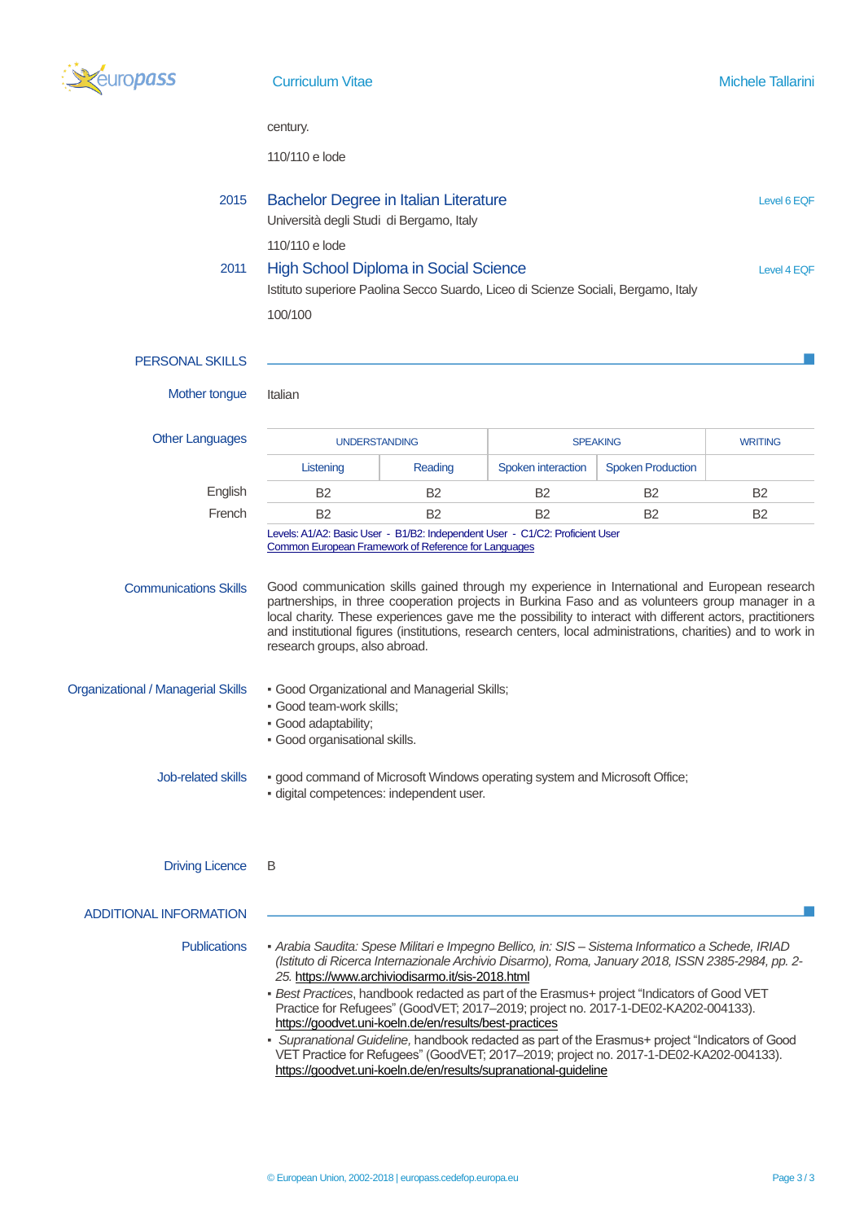century.

110/110 e lode

**2015** — **Bachelor Degree in Italian Literature** — Level 6 EQF

Università degli Studi di Bergamo, Italy

110/110 e lode

**2011** — **High School Diploma in Social Science** — Level 4 EQF

Istituto superiore Paolina Secco Suardo, Liceo di Scienze Sociali, Bergamo, Italy

100/100

## PERSONAL SKILLS

**Mother tongue**

Italian

**Other Languages**

| | UNDERSTANDING | | SPEAKING | | WRITING |
|---|---|---|---|---|---|
| | Listening | Reading | Spoken interaction | Spoken Production | |
| English | B2 | B2 | B2 | B2 | B2 |
| French | B2 | B2 | B2 | B2 | B2 |

Levels: A1/A2: Basic User - B1/B2: Independent User - C1/C2: Proficient User
Common European Framework of Reference for Languages

**Communications Skills**

Good communication skills gained through my experience in International and European research partnerships, in three cooperation projects in Burkina Faso and as volunteers group manager in a local charity. These experiences gave me the possibility to interact with different actors, practitioners and institutional figures (institutions, research centers, local administrations, charities) and to work in research groups, also abroad.

**Organizational / Managerial Skills**

- Good Organizational and Managerial Skills;
- Good team-work skills;
- Good adaptability;
- Good organisational skills.

**Job-related skills**

- good command of Microsoft Windows operating system and Microsoft Office;
- digital competences: independent user.

**Driving Licence**

B

## ADDITIONAL INFORMATION

**Publications**

- *Arabia Saudita: Spese Militari e Impegno Bellico, in: SIS – Sistema Informatico a Schede, IRIAD (Istituto di Ricerca Internazionale Archivio Disarmo), Roma, January 2018, ISSN 2385-2984, pp. 2-25.* https://www.archiviodisarmo.it/sis-2018.html
- *Best Practices*, handbook redacted as part of the Erasmus+ project "Indicators of Good VET Practice for Refugees" (GoodVET; 2017–2019; project no. 2017-1-DE02-KA202-004133). https://goodvet.uni-koeln.de/en/results/best-practices
- *Supranational Guideline,* handbook redacted as part of the Erasmus+ project "Indicators of Good VET Practice for Refugees" (GoodVET; 2017–2019; project no. 2017-1-DE02-KA202-004133). https://goodvet.uni-koeln.de/en/results/supranational-guideline